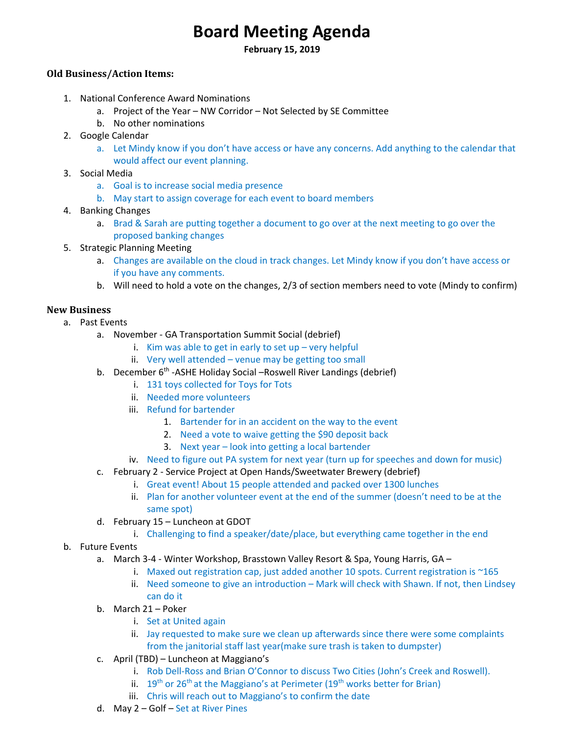# Board Meeting Agenda

**February 15, 2019**

### Old Business/Action Items:

1. National Conference Award Nominations
   a. Project of the Year – NW Corridor – Not Selected by SE Committee
   b. No other nominations
2. Google Calendar
   a. Let Mindy know if you don't have access or have any concerns. Add anything to the calendar that would affect our event planning.
3. Social Media
   a. Goal is to increase social media presence
   b. May start to assign coverage for each event to board members
4. Banking Changes
   a. Brad & Sarah are putting together a document to go over at the next meeting to go over the proposed banking changes
5. Strategic Planning Meeting
   a. Changes are available on the cloud in track changes. Let Mindy know if you don't have access or if you have any comments.
   b. Will need to hold a vote on the changes, 2/3 of section members need to vote (Mindy to confirm)

### New Business

a. Past Events
   a. November - GA Transportation Summit Social (debrief)
      i. Kim was able to get in early to set up – very helpful
      ii. Very well attended – venue may be getting too small
   b. December 6th -ASHE Holiday Social –Roswell River Landings (debrief)
      i. 131 toys collected for Toys for Tots
      ii. Needed more volunteers
      iii. Refund for bartender
         1. Bartender for in an accident on the way to the event
         2. Need a vote to waive getting the $90 deposit back
         3. Next year – look into getting a local bartender
      iv. Need to figure out PA system for next year (turn up for speeches and down for music)
   c. February 2 - Service Project at Open Hands/Sweetwater Brewery (debrief)
      i. Great event! About 15 people attended and packed over 1300 lunches
      ii. Plan for another volunteer event at the end of the summer (doesn't need to be at the same spot)
   d. February 15 – Luncheon at GDOT
      i. Challenging to find a speaker/date/place, but everything came together in the end

b. Future Events
   a. March 3-4 - Winter Workshop, Brasstown Valley Resort & Spa, Young Harris, GA –
      i. Maxed out registration cap, just added another 10 spots. Current registration is ~165
      ii. Need someone to give an introduction – Mark will check with Shawn. If not, then Lindsey can do it
   b. March 21 – Poker
      i. Set at United again
      ii. Jay requested to make sure we clean up afterwards since there were some complaints from the janitorial staff last year(make sure trash is taken to dumpster)
   c. April (TBD) – Luncheon at Maggiano's
      i. Rob Dell-Ross and Brian O'Connor to discuss Two Cities (John's Creek and Roswell).
      ii. 19th or 26th at the Maggiano's at Perimeter (19th works better for Brian)
      iii. Chris will reach out to Maggiano's to confirm the date
   d. May 2 – Golf – Set at River Pines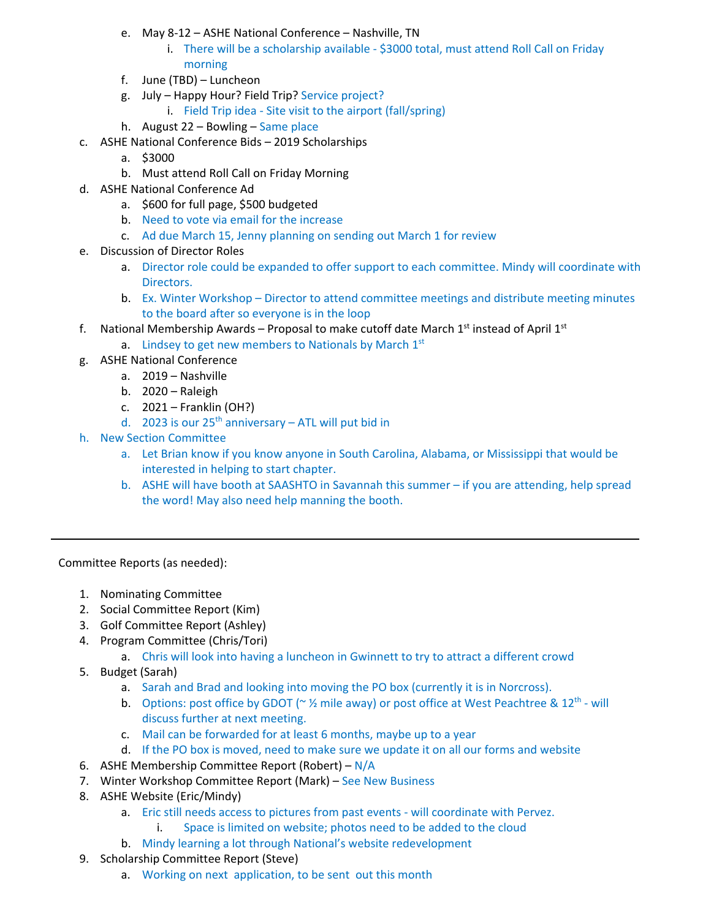e. May 8-12 – ASHE National Conference – Nashville, TN
      i. There will be a scholarship available - $3000 total, must attend Roll Call on Friday morning
   f. June (TBD) – Luncheon
   g. July – Happy Hour? Field Trip? Service project?
      i. Field Trip idea - Site visit to the airport (fall/spring)
   h. August 22 – Bowling – Same place

c. ASHE National Conference Bids – 2019 Scholarships
   a. $3000
   b. Must attend Roll Call on Friday Morning

d. ASHE National Conference Ad
   a. $600 for full page, $500 budgeted
   b. Need to vote via email for the increase
   c. Ad due March 15, Jenny planning on sending out March 1 for review

e. Discussion of Director Roles
   a. Director role could be expanded to offer support to each committee. Mindy will coordinate with Directors.
   b. Ex. Winter Workshop – Director to attend committee meetings and distribute meeting minutes to the board after so everyone is in the loop

f. National Membership Awards – Proposal to make cutoff date March 1st instead of April 1st
   a. Lindsey to get new members to Nationals by March 1st

g. ASHE National Conference
   a. 2019 – Nashville
   b. 2020 – Raleigh
   c. 2021 – Franklin (OH?)
   d. 2023 is our 25th anniversary – ATL will put bid in

h. New Section Committee
   a. Let Brian know if you know anyone in South Carolina, Alabama, or Mississippi that would be interested in helping to start chapter.
   b. ASHE will have booth at SAASHTO in Savannah this summer – if you are attending, help spread the word! May also need help manning the booth.

---

Committee Reports (as needed):

1. Nominating Committee
2. Social Committee Report (Kim)
3. Golf Committee Report (Ashley)
4. Program Committee (Chris/Tori)
   a. Chris will look into having a luncheon in Gwinnett to try to attract a different crowd
5. Budget (Sarah)
   a. Sarah and Brad and looking into moving the PO box (currently it is in Norcross).
   b. Options: post office by GDOT (~ ½ mile away) or post office at West Peachtree & 12th - will discuss further at next meeting.
   c. Mail can be forwarded for at least 6 months, maybe up to a year
   d. If the PO box is moved, need to make sure we update it on all our forms and website
6. ASHE Membership Committee Report (Robert) – N/A
7. Winter Workshop Committee Report (Mark) – See New Business
8. ASHE Website (Eric/Mindy)
   a. Eric still needs access to pictures from past events - will coordinate with Pervez.
      i. Space is limited on website; photos need to be added to the cloud
   b. Mindy learning a lot through National's website redevelopment
9. Scholarship Committee Report (Steve)
   a. Working on next application, to be sent out this month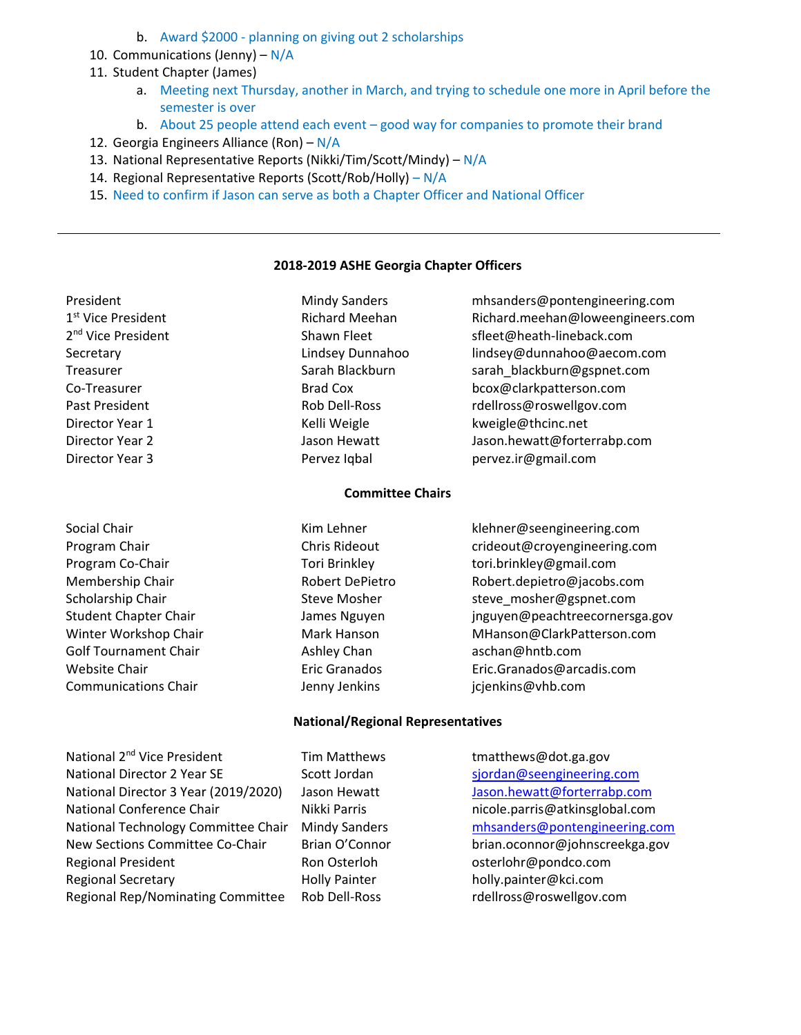b. Award $2000 - planning on giving out 2 scholarships

10. Communications (Jenny) – N/A
11. Student Chapter (James)
    a. Meeting next Thursday, another in March, and trying to schedule one more in April before the semester is over
    b. About 25 people attend each event – good way for companies to promote their brand
12. Georgia Engineers Alliance (Ron) – N/A
13. National Representative Reports (Nikki/Tim/Scott/Mindy) – N/A
14. Regional Representative Reports (Scott/Rob/Holly) – N/A
15. Need to confirm if Jason can serve as both a Chapter Officer and National Officer

---

**2018-2019 ASHE Georgia Chapter Officers**

| | | |
|---|---|---|
| President | Mindy Sanders | mhsanders@pontengineering.com |
| 1st Vice President | Richard Meehan | Richard.meehan@loweengineers.com |
| 2nd Vice President | Shawn Fleet | sfleet@heath-lineback.com |
| Secretary | Lindsey Dunnahoo | lindsey@dunnahoo@aecom.com |
| Treasurer | Sarah Blackburn | sarah_blackburn@gspnet.com |
| Co-Treasurer | Brad Cox | bcox@clarkpatterson.com |
| Past President | Rob Dell-Ross | rdellross@roswellgov.com |
| Director Year 1 | Kelli Weigle | kweigle@thcinc.net |
| Director Year 2 | Jason Hewatt | Jason.hewatt@forterrabp.com |
| Director Year 3 | Pervez Iqbal | pervez.ir@gmail.com |

**Committee Chairs**

| | | |
|---|---|---|
| Social Chair | Kim Lehner | klehner@seengineering.com |
| Program Chair | Chris Rideout | crideout@croyengineering.com |
| Program Co-Chair | Tori Brinkley | tori.brinkley@gmail.com |
| Membership Chair | Robert DePietro | Robert.depietro@jacobs.com |
| Scholarship Chair | Steve Mosher | steve_mosher@gspnet.com |
| Student Chapter Chair | James Nguyen | jnguyen@peachtreecornersga.gov |
| Winter Workshop Chair | Mark Hanson | MHanson@ClarkPatterson.com |
| Golf Tournament Chair | Ashley Chan | aschan@hntb.com |
| Website Chair | Eric Granados | Eric.Granados@arcadis.com |
| Communications Chair | Jenny Jenkins | jcjenkins@vhb.com |

**National/Regional Representatives**

| | | |
|---|---|---|
| National 2nd Vice President | Tim Matthews | tmatthews@dot.ga.gov |
| National Director 2 Year SE | Scott Jordan | sjordan@seengineering.com |
| National Director 3 Year (2019/2020) | Jason Hewatt | Jason.hewatt@forterrabp.com |
| National Conference Chair | Nikki Parris | nicole.parris@atkinsglobal.com |
| National Technology Committee Chair | Mindy Sanders | mhsanders@pontengineering.com |
| New Sections Committee Co-Chair | Brian O'Connor | brian.oconnor@johnscreekga.gov |
| Regional President | Ron Osterloh | osterlohr@pondco.com |
| Regional Secretary | Holly Painter | holly.painter@kci.com |
| Regional Rep/Nominating Committee | Rob Dell-Ross | rdellross@roswellgov.com |